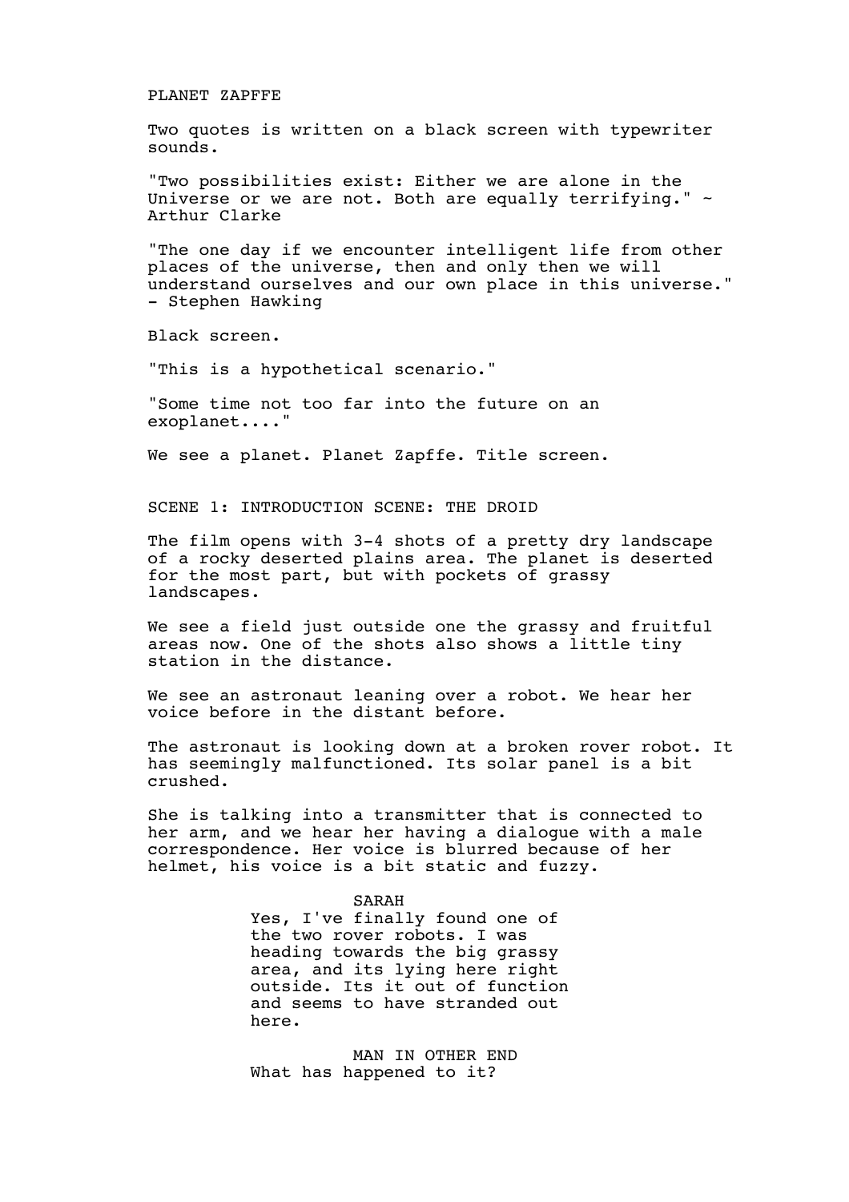# PLANET ZAPFFE

Two quotes is written on a black screen with typewriter sounds.

"Two possibilities exist: Either we are alone in the Universe or we are not. Both are equally terrifying." ~ Arthur Clarke

"The one day if we encounter intelligent life from other places of the universe, then and only then we will understand ourselves and our own place in this universe." - Stephen Hawking

Black screen.

"This is a hypothetical scenario."

"Some time not too far into the future on an exoplanet...."

We see a planet. Planet Zapffe. Title screen.

## SCENE 1: INTRODUCTION SCENE: THE DROID

The film opens with 3-4 shots of a pretty dry landscape of a rocky deserted plains area. The planet is deserted for the most part, but with pockets of grassy landscapes.

We see a field just outside one the grassy and fruitful areas now. One of the shots also shows a little tiny station in the distance.

We see an astronaut leaning over a robot. We hear her voice before in the distant before.

The astronaut is looking down at a broken rover robot. It has seemingly malfunctioned. Its solar panel is a bit crushed.

She is talking into a transmitter that is connected to her arm, and we hear her having a dialogue with a male correspondence. Her voice is blurred because of her helmet, his voice is a bit static and fuzzy.

SARAH

Yes, I've finally found one of the two rover robots. I was heading towards the big grassy area, and its lying here right outside. Its it out of function and seems to have stranded out here.

MAN IN OTHER END

What has happened to it?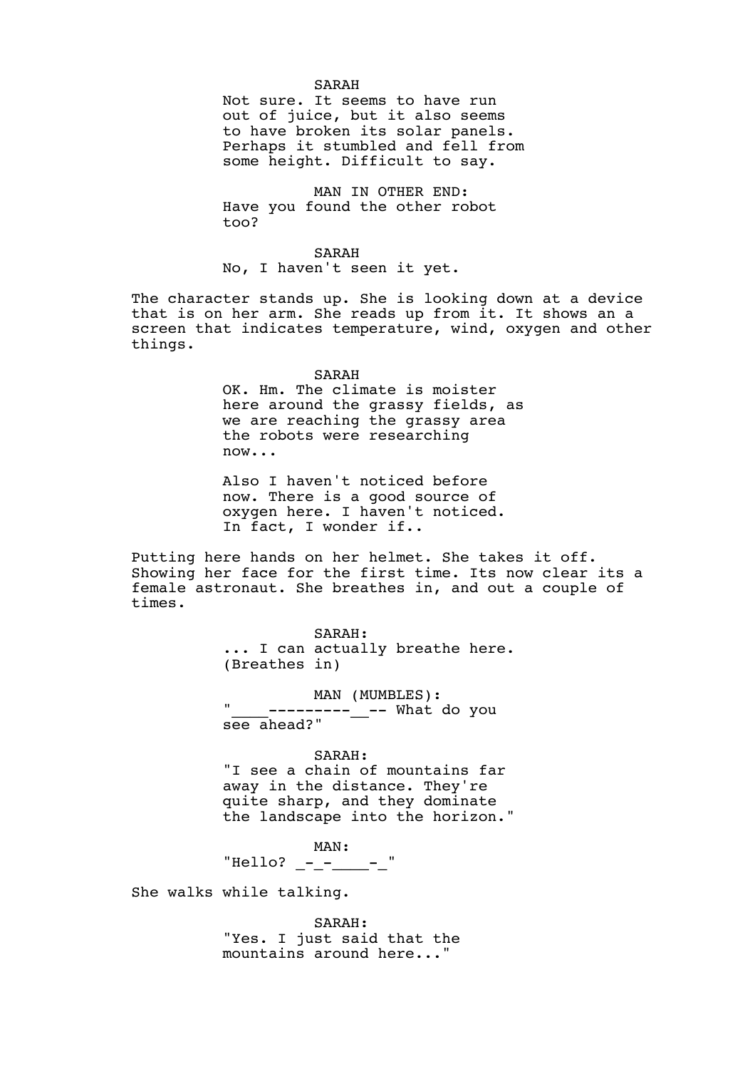SARAH

Not sure. It seems to have run out of juice, but it also seems to have broken its solar panels. Perhaps it stumbled and fell from some height. Difficult to say.

MAN IN OTHER END:

Have you found the other robot too?

SARAH

No, I haven't seen it yet.

The character stands up. She is looking down at a device that is on her arm. She reads up from it. It shows an a screen that indicates temperature, wind, oxygen and other things.

SARAH

OK. Hm. The climate is moister here around the grassy fields, as we are reaching the grassy area the robots were researching now...

Also I haven't noticed before now. There is a good source of oxygen here. I haven't noticed. In fact, I wonder if..

Putting here hands on her helmet. She takes it off. Showing her face for the first time. Its now clear its a female astronaut. She breathes in, and out a couple of times.

SARAH:

... I can actually breathe here.
(Breathes in)

MAN (MUMBLES):

"____---------__-- What do you see ahead?"

SARAH:

"I see a chain of mountains far away in the distance. They're quite sharp, and they dominate the landscape into the horizon."

MAN:

"Hello? _-_-____-_"

She walks while talking.

SARAH:

"Yes. I just said that the mountains around here..."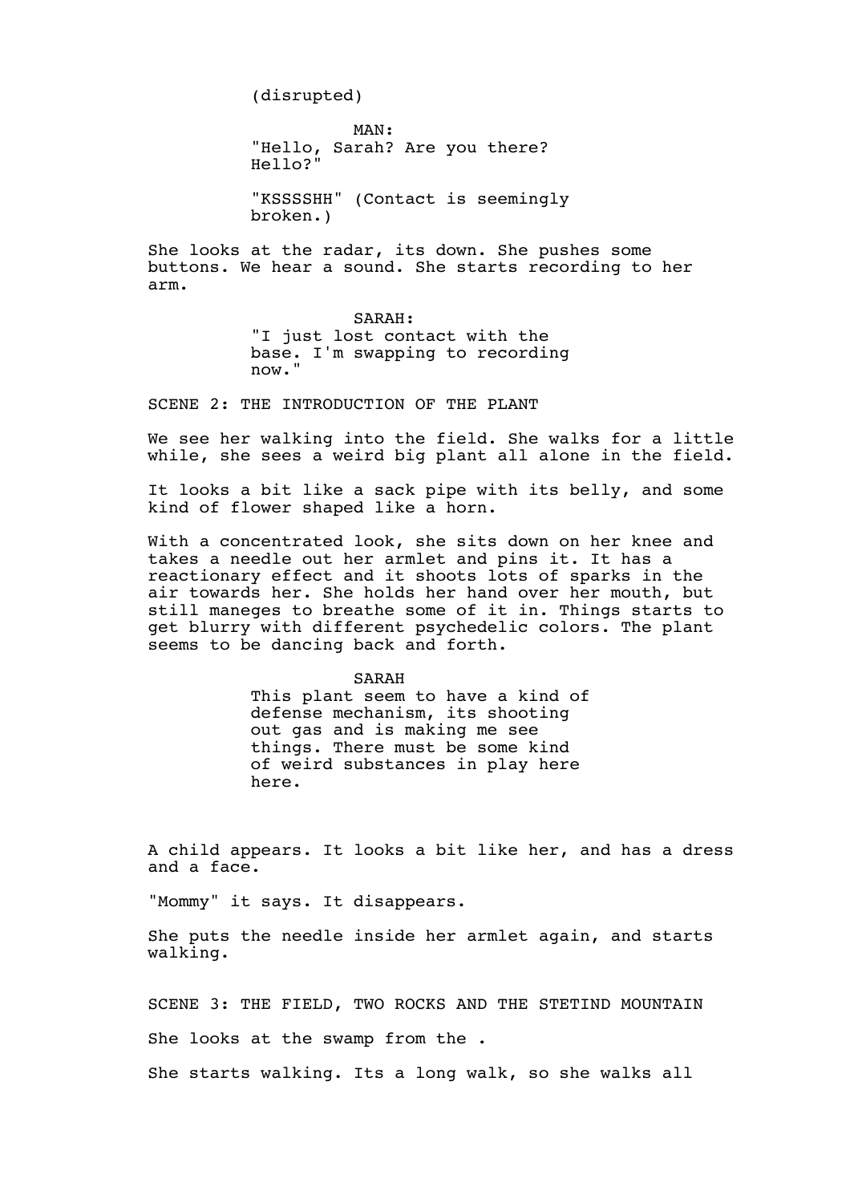(disrupted)

MAN:
"Hello, Sarah? Are you there? Hello?"

"KSSSSHH" (Contact is seemingly broken.)

She looks at the radar, its down. She pushes some buttons. We hear a sound. She starts recording to her arm.

SARAH:
"I just lost contact with the base. I'm swapping to recording now."

SCENE 2: THE INTRODUCTION OF THE PLANT

We see her walking into the field. She walks for a little while, she sees a weird big plant all alone in the field.

It looks a bit like a sack pipe with its belly, and some kind of flower shaped like a horn.

With a concentrated look, she sits down on her knee and takes a needle out her armlet and pins it. It has a reactionary effect and it shoots lots of sparks in the air towards her. She holds her hand over her mouth, but still maneges to breathe some of it in. Things starts to get blurry with different psychedelic colors. The plant seems to be dancing back and forth.

SARAH
This plant seem to have a kind of defense mechanism, its shooting out gas and is making me see things. There must be some kind of weird substances in play here here.

A child appears. It looks a bit like her, and has a dress and a face.

"Mommy" it says. It disappears.

She puts the needle inside her armlet again, and starts walking.

SCENE 3: THE FIELD, TWO ROCKS AND THE STETIND MOUNTAIN

She looks at the swamp from the .

She starts walking. Its a long walk, so she walks all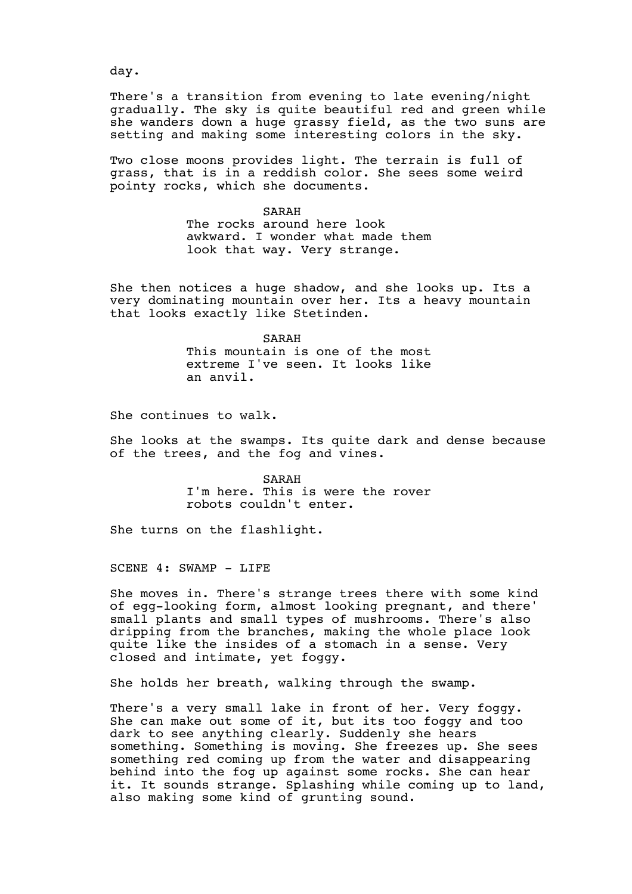day.

There's a transition from evening to late evening/night gradually. The sky is quite beautiful red and green while she wanders down a huge grassy field, as the two suns are setting and making some interesting colors in the sky.

Two close moons provides light. The terrain is full of grass, that is in a reddish color. She sees some weird pointy rocks, which she documents.

SARAH
The rocks around here look awkward. I wonder what made them look that way. Very strange.

She then notices a huge shadow, and she looks up. Its a very dominating mountain over her. Its a heavy mountain that looks exactly like Stetinden.

SARAH
This mountain is one of the most extreme I've seen. It looks like an anvil.

She continues to walk.

She looks at the swamps. Its quite dark and dense because of the trees, and the fog and vines.

SARAH
I'm here. This is were the rover robots couldn't enter.

She turns on the flashlight.

SCENE 4: SWAMP - LIFE

She moves in. There's strange trees there with some kind of egg-looking form, almost looking pregnant, and there' small plants and small types of mushrooms. There's also dripping from the branches, making the whole place look quite like the insides of a stomach in a sense. Very closed and intimate, yet foggy.

She holds her breath, walking through the swamp.

There's a very small lake in front of her. Very foggy. She can make out some of it, but its too foggy and too dark to see anything clearly. Suddenly she hears something. Something is moving. She freezes up. She sees something red coming up from the water and disappearing behind into the fog up against some rocks. She can hear it. It sounds strange. Splashing while coming up to land, also making some kind of grunting sound.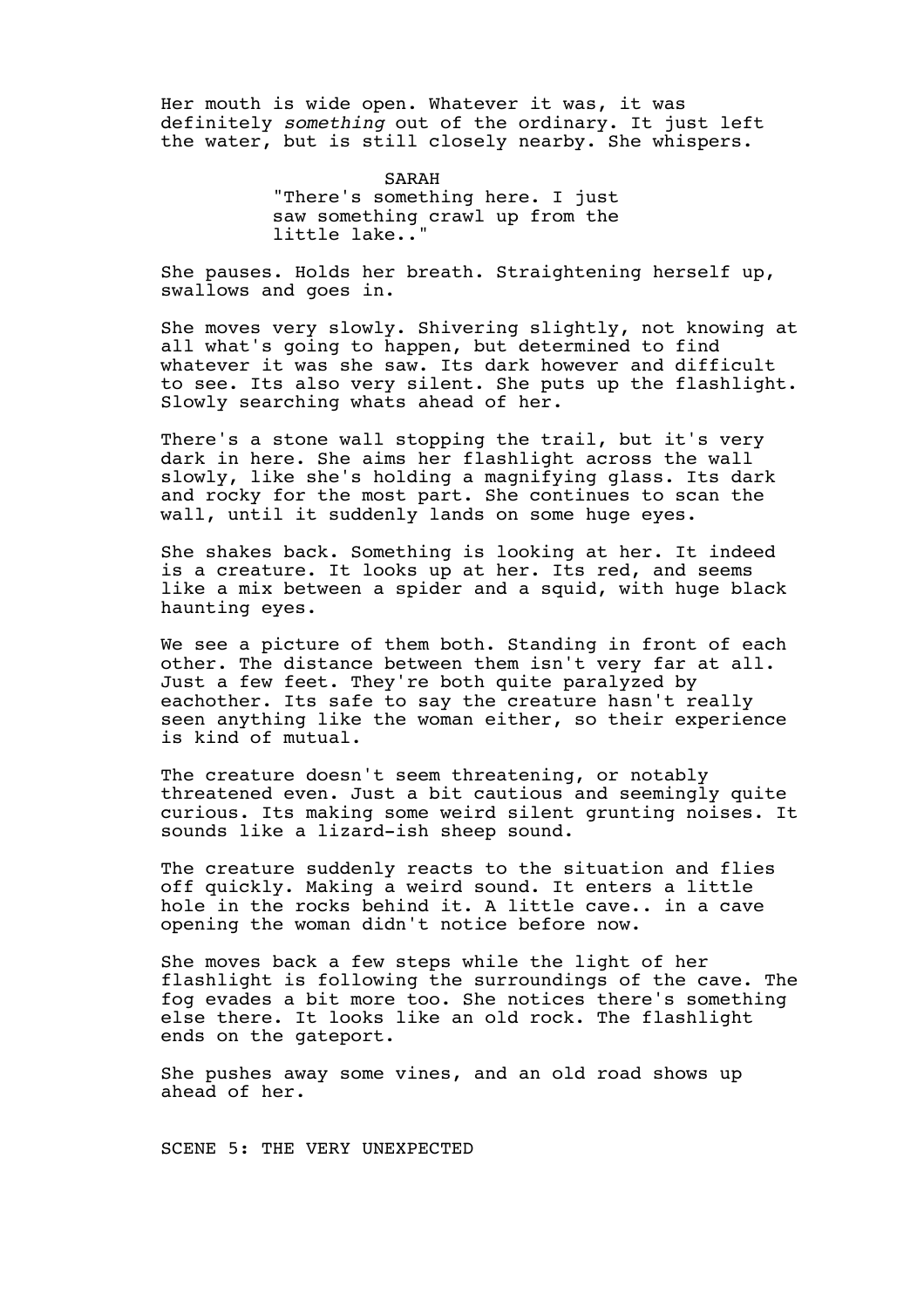Her mouth is wide open. Whatever it was, it was definitely *something* out of the ordinary. It just left the water, but is still closely nearby. She whispers.

SARAH
"There's something here. I just saw something crawl up from the little lake.."

She pauses. Holds her breath. Straightening herself up, swallows and goes in.

She moves very slowly. Shivering slightly, not knowing at all what's going to happen, but determined to find whatever it was she saw. Its dark however and difficult to see. Its also very silent. She puts up the flashlight. Slowly searching whats ahead of her.

There's a stone wall stopping the trail, but it's very dark in here. She aims her flashlight across the wall slowly, like she's holding a magnifying glass. Its dark and rocky for the most part. She continues to scan the wall, until it suddenly lands on some huge eyes.

She shakes back. Something is looking at her. It indeed is a creature. It looks up at her. Its red, and seems like a mix between a spider and a squid, with huge black haunting eyes.

We see a picture of them both. Standing in front of each other. The distance between them isn't very far at all. Just a few feet. They're both quite paralyzed by eachother. Its safe to say the creature hasn't really seen anything like the woman either, so their experience is kind of mutual.

The creature doesn't seem threatening, or notably threatened even. Just a bit cautious and seemingly quite curious. Its making some weird silent grunting noises. It sounds like a lizard-ish sheep sound.

The creature suddenly reacts to the situation and flies off quickly. Making a weird sound. It enters a little hole in the rocks behind it. A little cave.. in a cave opening the woman didn't notice before now.

She moves back a few steps while the light of her flashlight is following the surroundings of the cave. The fog evades a bit more too. She notices there's something else there. It looks like an old rock. The flashlight ends on the gateport.

She pushes away some vines, and an old road shows up ahead of her.

SCENE 5: THE VERY UNEXPECTED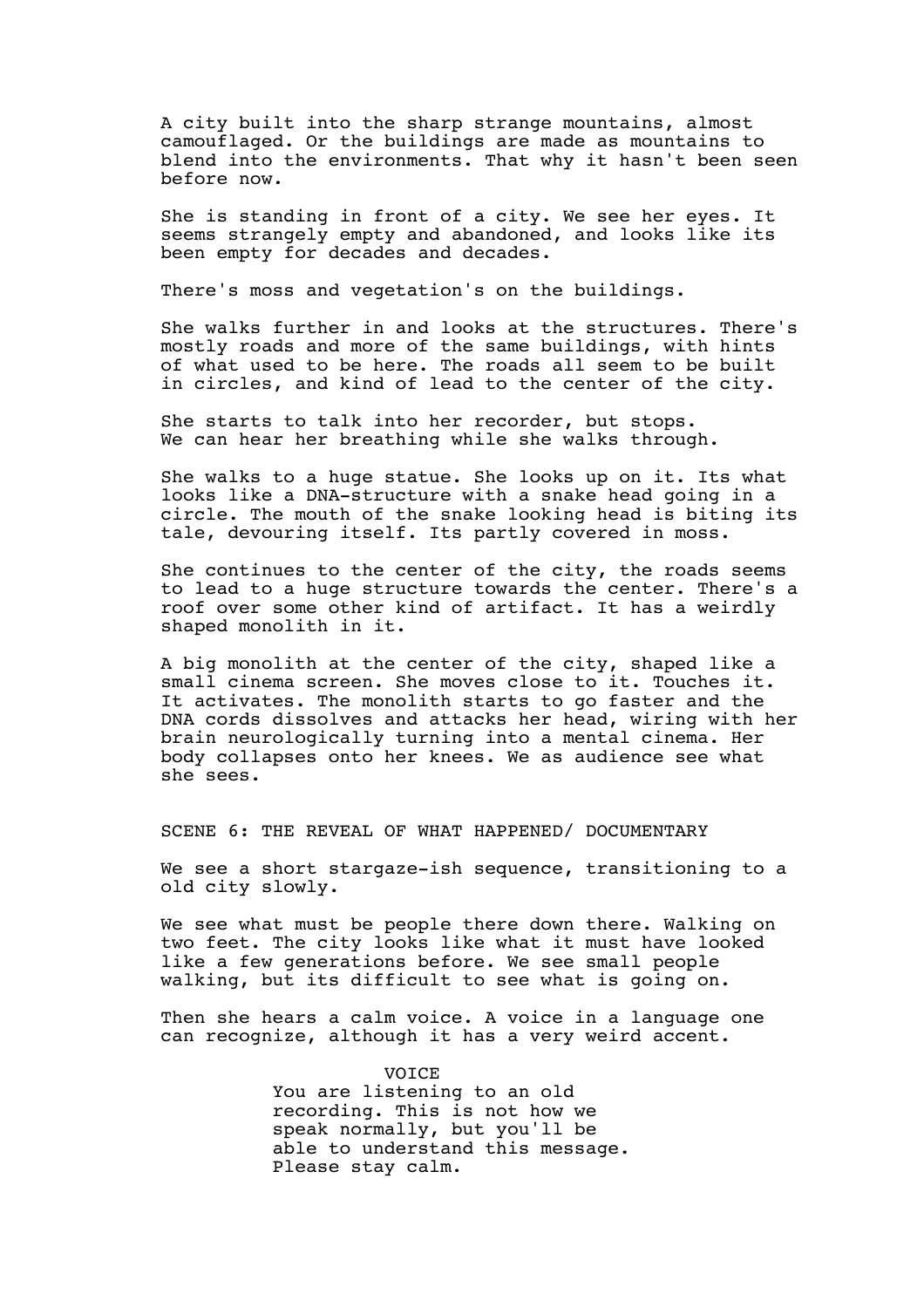A city built into the sharp strange mountains, almost camouflaged. Or the buildings are made as mountains to blend into the environments. That why it hasn't been seen before now.

She is standing in front of a city. We see her eyes. It seems strangely empty and abandoned, and looks like its been empty for decades and decades.

There's moss and vegetation's on the buildings.

She walks further in and looks at the structures. There's mostly roads and more of the same buildings, with hints of what used to be here. The roads all seem to be built in circles, and kind of lead to the center of the city.

She starts to talk into her recorder, but stops. We can hear her breathing while she walks through.

She walks to a huge statue. She looks up on it. Its what looks like a DNA-structure with a snake head going in a circle. The mouth of the snake looking head is biting its tale, devouring itself. Its partly covered in moss.

She continues to the center of the city, the roads seems to lead to a huge structure towards the center. There's a roof over some other kind of artifact. It has a weirdly shaped monolith in it.

A big monolith at the center of the city, shaped like a small cinema screen. She moves close to it. Touches it. It activates. The monolith starts to go faster and the DNA cords dissolves and attacks her head, wiring with her brain neurologically turning into a mental cinema. Her body collapses onto her knees. We as audience see what she sees.

SCENE 6: THE REVEAL OF WHAT HAPPENED/ DOCUMENTARY

We see a short stargaze-ish sequence, transitioning to a old city slowly.

We see what must be people there down there. Walking on two feet. The city looks like what it must have looked like a few generations before. We see small people walking, but its difficult to see what is going on.

Then she hears a calm voice. A voice in a language one can recognize, although it has a very weird accent.

VOICE

You are listening to an old recording. This is not how we speak normally, but you'll be able to understand this message. Please stay calm.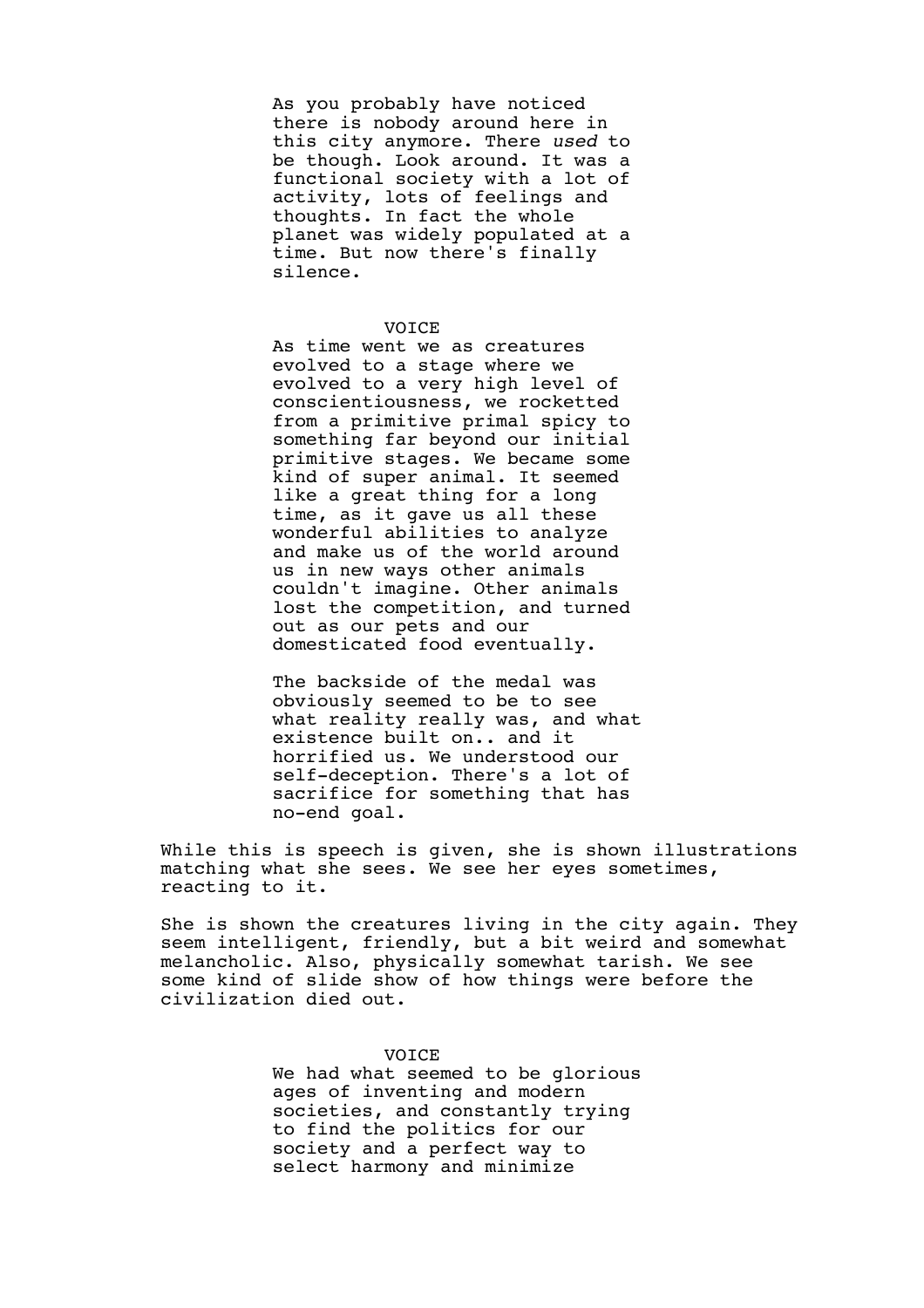As you probably have noticed there is nobody around here in this city anymore. There *used* to be though. Look around. It was a functional society with a lot of activity, lots of feelings and thoughts. In fact the whole planet was widely populated at a time. But now there's finally silence.

VOICE

As time went we as creatures evolved to a stage where we evolved to a very high level of conscientiousness, we rocketted from a primitive primal spicy to something far beyond our initial primitive stages. We became some kind of super animal. It seemed like a great thing for a long time, as it gave us all these wonderful abilities to analyze and make us of the world around us in new ways other animals couldn't imagine. Other animals lost the competition, and turned out as our pets and our domesticated food eventually.

The backside of the medal was obviously seemed to be to see what reality really was, and what existence built on.. and it horrified us. We understood our self-deception. There's a lot of sacrifice for something that has no-end goal.

While this is speech is given, she is shown illustrations matching what she sees. We see her eyes sometimes, reacting to it.

She is shown the creatures living in the city again. They seem intelligent, friendly, but a bit weird and somewhat melancholic. Also, physically somewhat tarish. We see some kind of slide show of how things were before the civilization died out.

VOICE

We had what seemed to be glorious ages of inventing and modern societies, and constantly trying to find the politics for our society and a perfect way to select harmony and minimize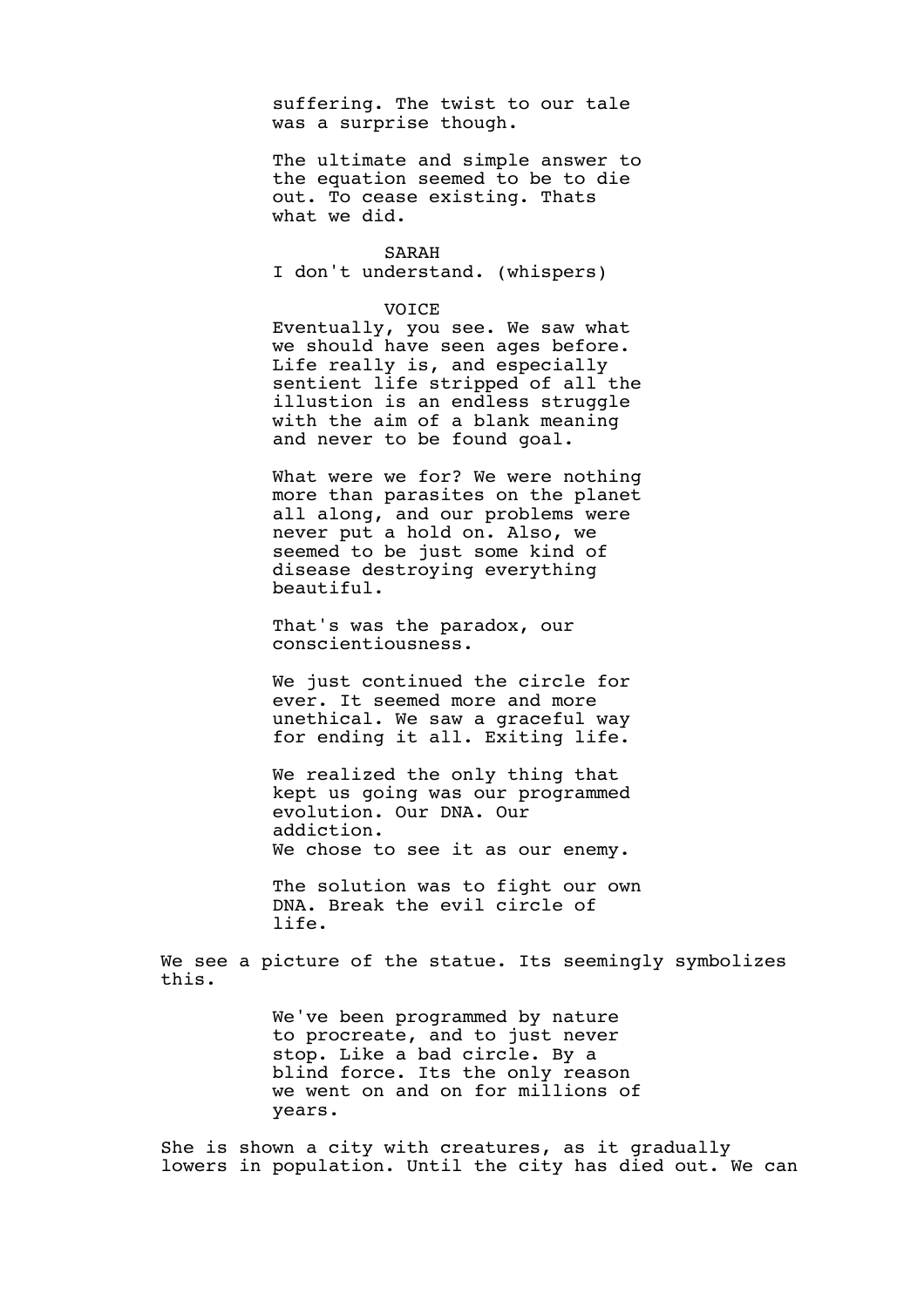suffering. The twist to our tale was a surprise though.

The ultimate and simple answer to the equation seemed to be to die out. To cease existing. Thats what we did.

SARAH
I don't understand. (whispers)

VOICE
Eventually, you see. We saw what we should have seen ages before. Life really is, and especially sentient life stripped of all the illusion is an endless struggle with the aim of a blank meaning and never to be found goal.

What were we for? We were nothing more than parasites on the planet all along, and our problems were never put a hold on. Also, we seemed to be just some kind of disease destroying everything beautiful.

That's was the paradox, our conscientiousness.

We just continued the circle for ever. It seemed more and more unethical. We saw a graceful way for ending it all. Exiting life.

We realized the only thing that kept us going was our programmed evolution. Our DNA. Our addiction.
We chose to see it as our enemy.

The solution was to fight our own DNA. Break the evil circle of life.

We see a picture of the statue. Its seemingly symbolizes this.

We've been programmed by nature to procreate, and to just never stop. Like a bad circle. By a blind force. Its the only reason we went on and on for millions of years.

She is shown a city with creatures, as it gradually lowers in population. Until the city has died out. We can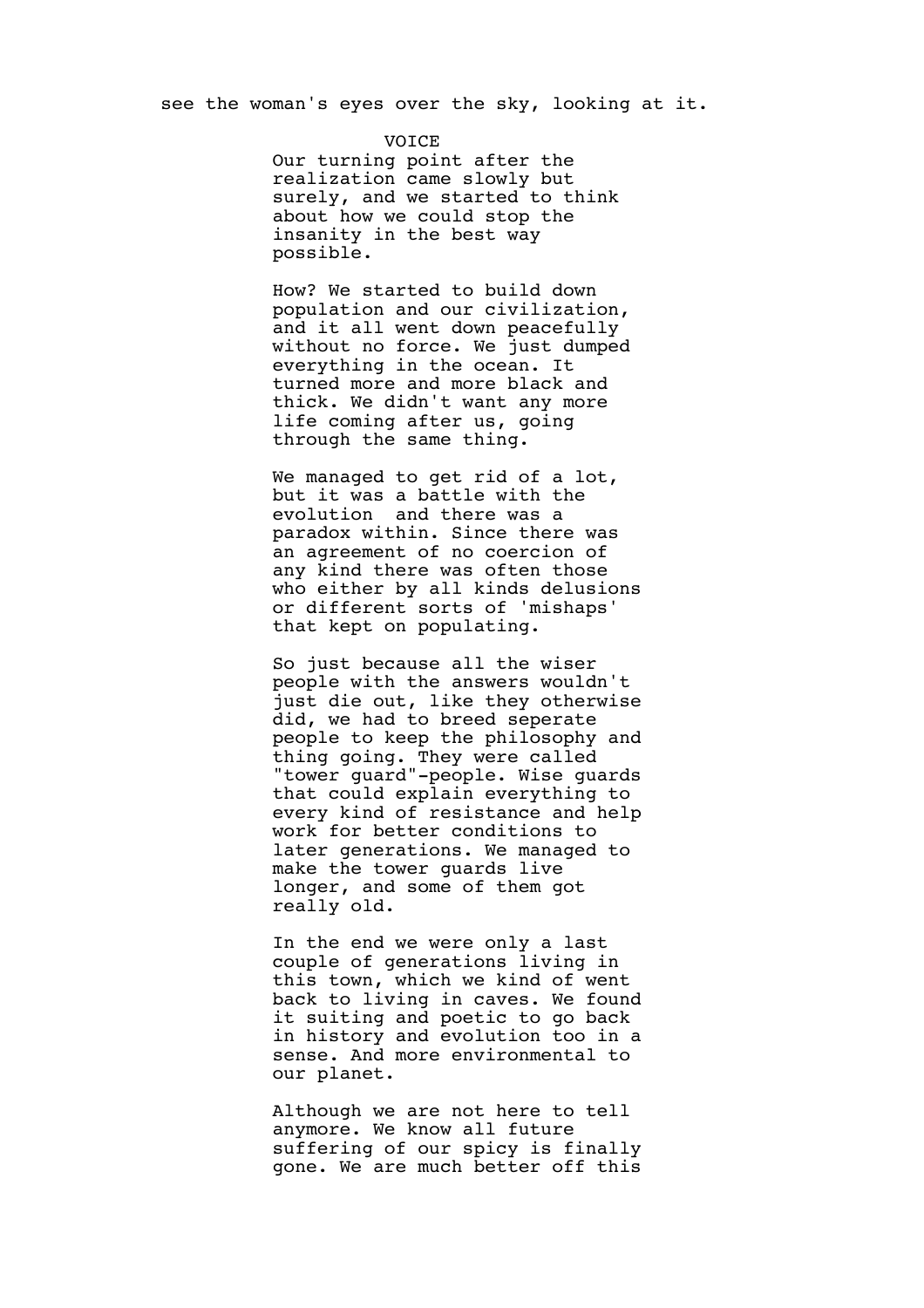see the woman's eyes over the sky, looking at it.

VOICE

Our turning point after the realization came slowly but surely, and we started to think about how we could stop the insanity in the best way possible.

How? We started to build down population and our civilization, and it all went down peacefully without no force. We just dumped everything in the ocean. It turned more and more black and thick. We didn't want any more life coming after us, going through the same thing.

We managed to get rid of a lot, but it was a battle with the evolution  and there was a paradox within. Since there was an agreement of no coercion of any kind there was often those who either by all kinds delusions or different sorts of 'mishaps' that kept on populating.

So just because all the wiser people with the answers wouldn't just die out, like they otherwise did, we had to breed seperate people to keep the philosophy and thing going. They were called "tower guard"-people. Wise guards that could explain everything to every kind of resistance and help work for better conditions to later generations. We managed to make the tower guards live longer, and some of them got really old.

In the end we were only a last couple of generations living in this town, which we kind of went back to living in caves. We found it suiting and poetic to go back in history and evolution too in a sense. And more environmental to our planet.

Although we are not here to tell anymore. We know all future suffering of our spicy is finally gone. We are much better off this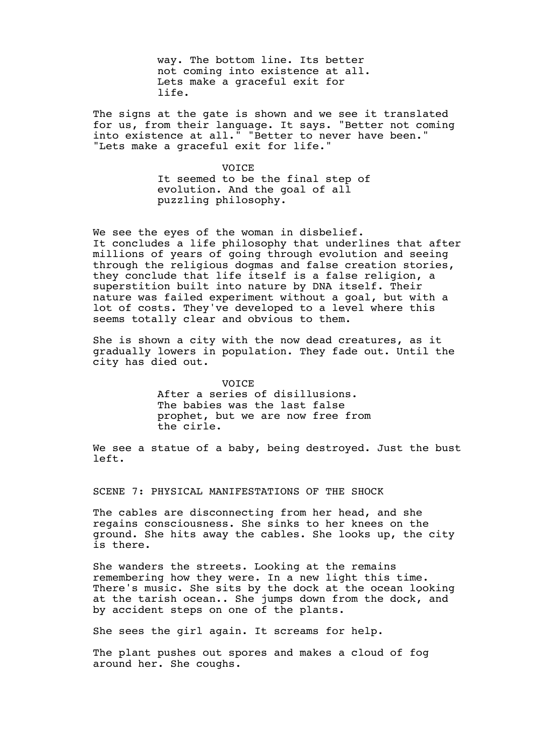way. The bottom line. Its better not coming into existence at all. Lets make a graceful exit for life.

The signs at the gate is shown and we see it translated for us, from their language. It says. "Better not coming into existence at all." "Better to never have been." "Lets make a graceful exit for life."

VOICE

It seemed to be the final step of evolution. And the goal of all puzzling philosophy.

We see the eyes of the woman in disbelief. It concludes a life philosophy that underlines that after millions of years of going through evolution and seeing through the religious dogmas and false creation stories, they conclude that life itself is a false religion, a superstition built into nature by DNA itself. Their nature was failed experiment without a goal, but with a lot of costs. They've developed to a level where this seems totally clear and obvious to them.

She is shown a city with the now dead creatures, as it gradually lowers in population. They fade out. Until the city has died out.

VOICE

After a series of disillusions. The babies was the last false prophet, but we are now free from the cirle.

We see a statue of a baby, being destroyed. Just the bust left.

SCENE 7: PHYSICAL MANIFESTATIONS OF THE SHOCK

The cables are disconnecting from her head, and she regains consciousness. She sinks to her knees on the ground. She hits away the cables. She looks up, the city is there.

She wanders the streets. Looking at the remains remembering how they were. In a new light this time. There's music. She sits by the dock at the ocean looking at the tarish ocean.. She jumps down from the dock, and by accident steps on one of the plants.

She sees the girl again. It screams for help.

The plant pushes out spores and makes a cloud of fog around her. She coughs.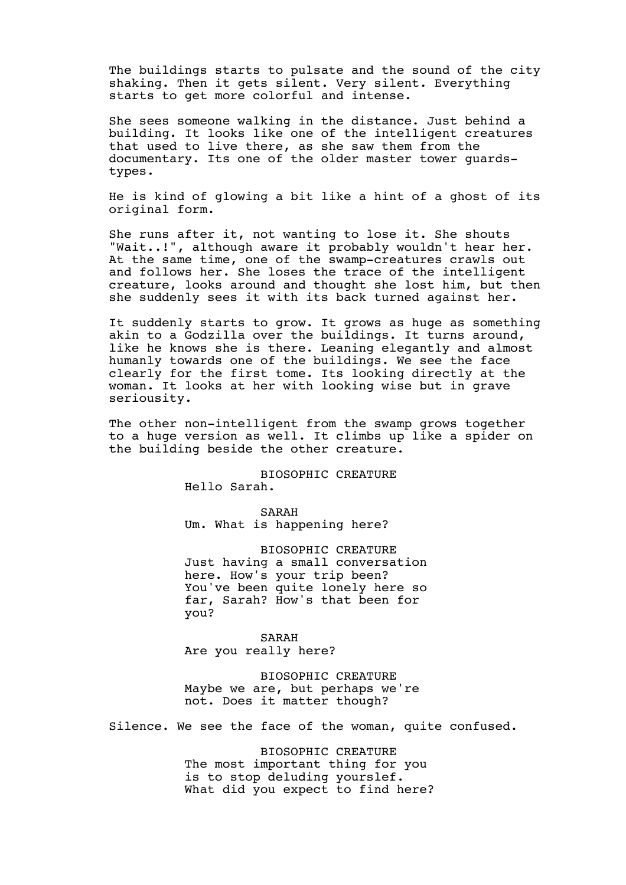The buildings starts to pulsate and the sound of the city shaking. Then it gets silent. Very silent. Everything starts to get more colorful and intense.

She sees someone walking in the distance. Just behind a building. It looks like one of the intelligent creatures that used to live there, as she saw them from the documentary. Its one of the older master tower guards-types.

He is kind of glowing a bit like a hint of a ghost of its original form.

She runs after it, not wanting to lose it. She shouts "Wait..!", although aware it probably wouldn't hear her. At the same time, one of the swamp-creatures crawls out and follows her. She loses the trace of the intelligent creature, looks around and thought she lost him, but then she suddenly sees it with its back turned against her.

It suddenly starts to grow. It grows as huge as something akin to a Godzilla over the buildings. It turns around, like he knows she is there. Leaning elegantly and almost humanly towards one of the buildings. We see the face clearly for the first tome. Its looking directly at the woman. It looks at her with looking wise but in grave seriousity.

The other non-intelligent from the swamp grows together to a huge version as well. It climbs up like a spider on the building beside the other creature.

BIOSOPHIC CREATURE
Hello Sarah.

SARAH
Um. What is happening here?

BIOSOPHIC CREATURE
Just having a small conversation here. How's your trip been? You've been quite lonely here so far, Sarah? How's that been for you?

SARAH
Are you really here?

BIOSOPHIC CREATURE
Maybe we are, but perhaps we're not. Does it matter though?

Silence. We see the face of the woman, quite confused.

BIOSOPHIC CREATURE
The most important thing for you is to stop deluding yourslef. What did you expect to find here?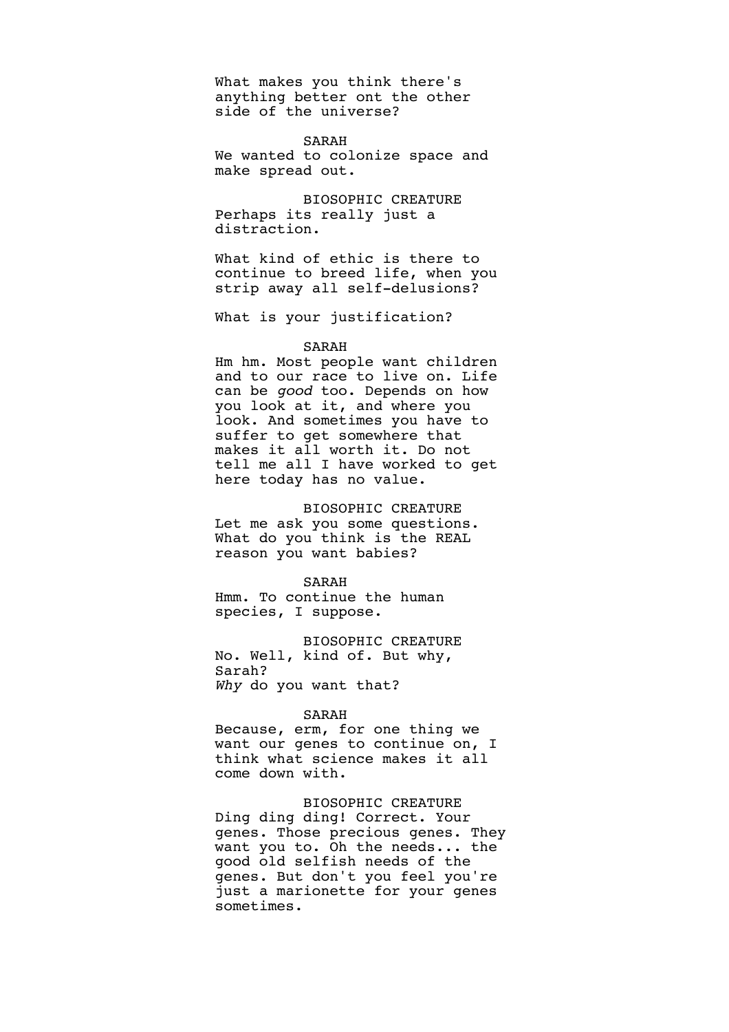What makes you think there's anything better ont the other side of the universe?

SARAH

We wanted to colonize space and make spread out.

BIOSOPHIC CREATURE

Perhaps its really just a distraction.

What kind of ethic is there to continue to breed life, when you strip away all self-delusions?

What is your justification?

SARAH

Hm hm. Most people want children and to our race to live on. Life can be *good* too. Depends on how you look at it, and where you look. And sometimes you have to suffer to get somewhere that makes it all worth it. Do not tell me all I have worked to get here today has no value.

BIOSOPHIC CREATURE

Let me ask you some questions. What do you think is the REAL reason you want babies?

SARAH

Hmm. To continue the human species, I suppose.

BIOSOPHIC CREATURE

No. Well, kind of. But why, Sarah?
*Why* do you want that?

SARAH

Because, erm, for one thing we want our genes to continue on, I think what science makes it all come down with.

BIOSOPHIC CREATURE

Ding ding ding! Correct. Your genes. Those precious genes. They want you to. Oh the needs... the good old selfish needs of the genes. But don't you feel you're just a marionette for your genes sometimes.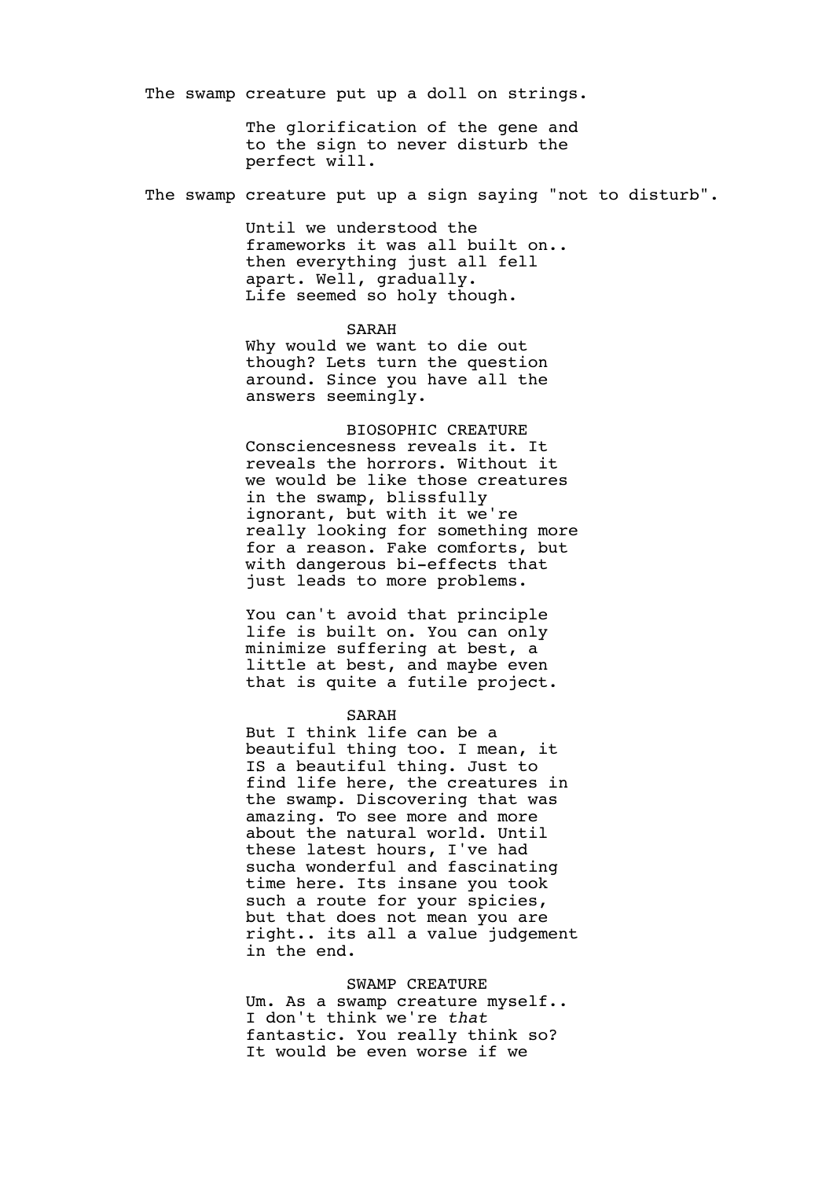The swamp creature put up a doll on strings.

The glorification of the gene and to the sign to never disturb the perfect will.

The swamp creature put up a sign saying "not to disturb".

Until we understood the frameworks it was all built on.. then everything just all fell apart. Well, gradually. Life seemed so holy though.

SARAH

Why would we want to die out though? Lets turn the question around. Since you have all the answers seemingly.

BIOSOPHIC CREATURE

Consciencesness reveals it. It reveals the horrors. Without it we would be like those creatures in the swamp, blissfully ignorant, but with it we're really looking for something more for a reason. Fake comforts, but with dangerous bi-effects that just leads to more problems.

You can't avoid that principle life is built on. You can only minimize suffering at best, a little at best, and maybe even that is quite a futile project.

SARAH

But I think life can be a beautiful thing too. I mean, it IS a beautiful thing. Just to find life here, the creatures in the swamp. Discovering that was amazing. To see more and more about the natural world. Until these latest hours, I've had sucha wonderful and fascinating time here. Its insane you took such a route for your spicies, but that does not mean you are right.. its all a value judgement in the end.

SWAMP CREATURE

Um. As a swamp creature myself.. I don't think we're *that* fantastic. You really think so? It would be even worse if we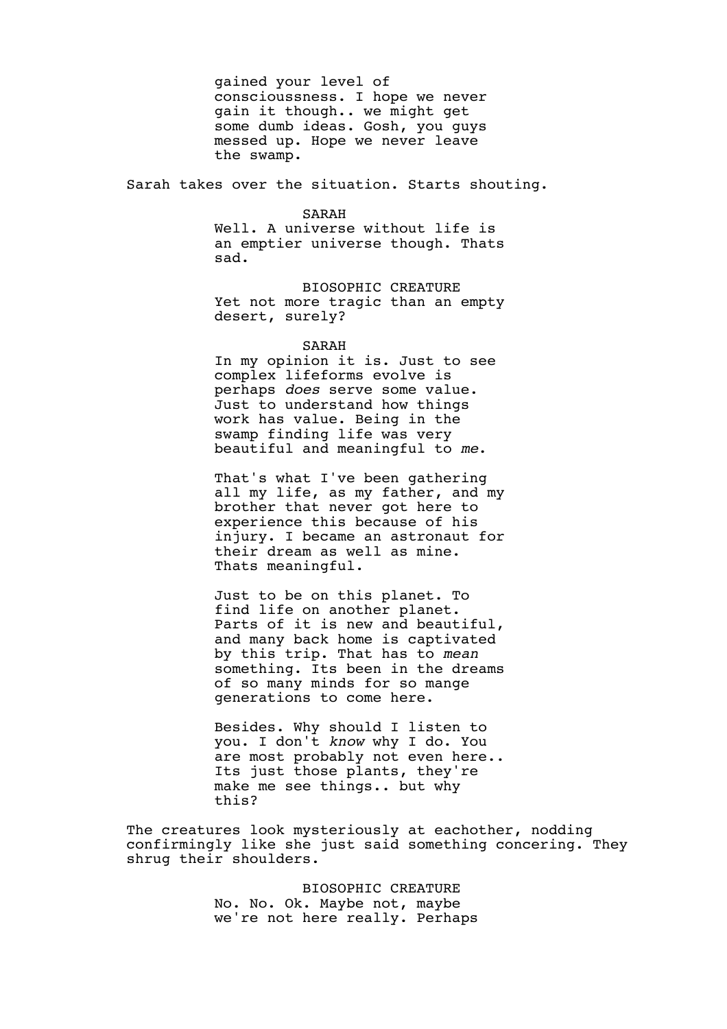gained your level of consciousness. I hope we never gain it though.. we might get some dumb ideas. Gosh, you guys messed up. Hope we never leave the swamp.

Sarah takes over the situation. Starts shouting.

SARAH

Well. A universe without life is an emptier universe though. Thats sad.

BIOSOPHIC CREATURE

Yet not more tragic than an empty desert, surely?

SARAH

In my opinion it is. Just to see complex lifeforms evolve is perhaps *does* serve some value. Just to understand how things work has value. Being in the swamp finding life was very beautiful and meaningful to *me*.

That's what I've been gathering all my life, as my father, and my brother that never got here to experience this because of his injury. I became an astronaut for their dream as well as mine. Thats meaningful.

Just to be on this planet. To find life on another planet. Parts of it is new and beautiful, and many back home is captivated by this trip. That has to *mean* something. Its been in the dreams of so many minds for so mange generations to come here.

Besides. Why should I listen to you. I don't *know* why I do. You are most probably not even here.. Its just those plants, they're make me see things.. but why this?

The creatures look mysteriously at eachother, nodding confirmingly like she just said something concering. They shrug their shoulders.

BIOSOPHIC CREATURE

No. No. Ok. Maybe not, maybe we're not here really. Perhaps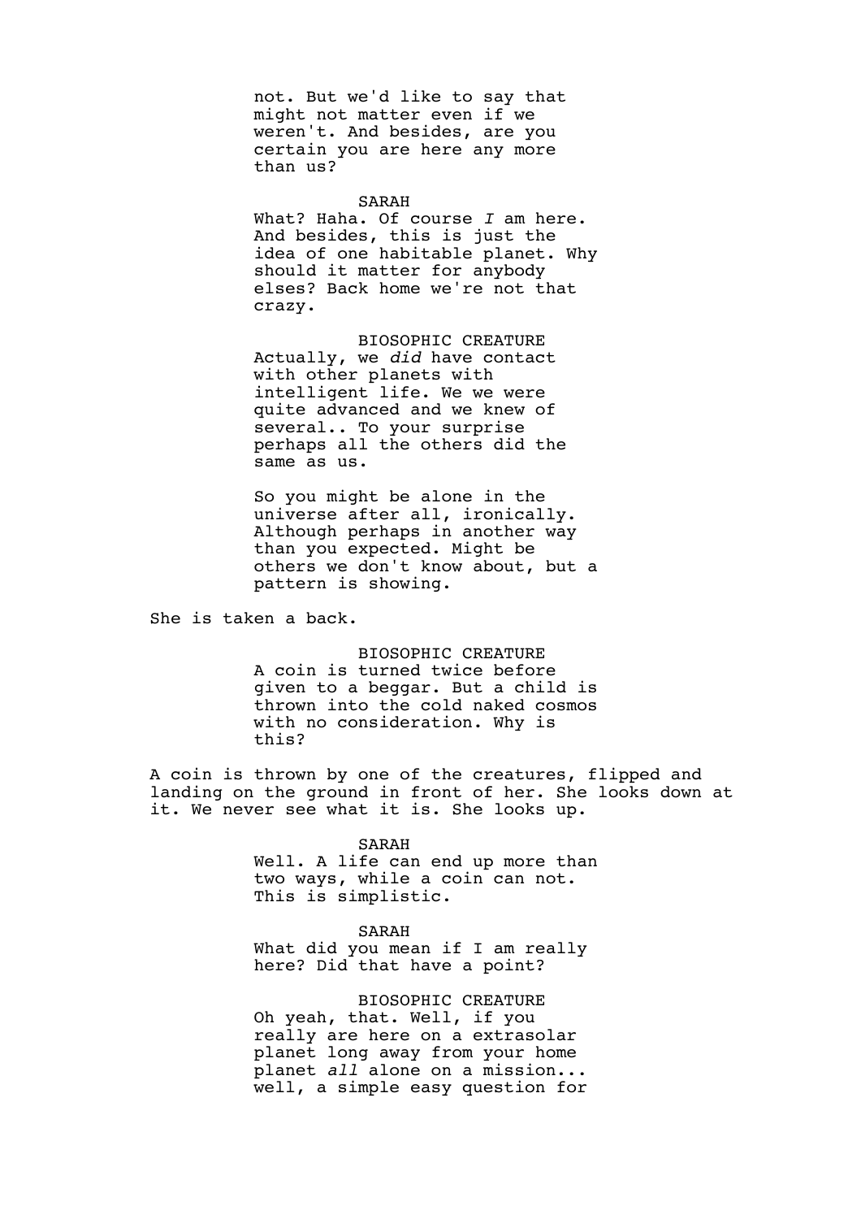not. But we'd like to say that might not matter even if we weren't. And besides, are you certain you are here any more than us?

SARAH

What? Haha. Of course *I* am here. And besides, this is just the idea of one habitable planet. Why should it matter for anybody elses? Back home we're not that crazy.

BIOSOPHIC CREATURE

Actually, we *did* have contact with other planets with intelligent life. We we were quite advanced and we knew of several.. To your surprise perhaps all the others did the same as us.

So you might be alone in the universe after all, ironically. Although perhaps in another way than you expected. Might be others we don't know about, but a pattern is showing.

She is taken a back.

BIOSOPHIC CREATURE

A coin is turned twice before given to a beggar. But a child is thrown into the cold naked cosmos with no consideration. Why is this?

A coin is thrown by one of the creatures, flipped and landing on the ground in front of her. She looks down at it. We never see what it is. She looks up.

SARAH

Well. A life can end up more than two ways, while a coin can not. This is simplistic.

SARAH

What did you mean if I am really here? Did that have a point?

BIOSOPHIC CREATURE

Oh yeah, that. Well, if you really are here on a extrasolar planet long away from your home planet *all* alone on a mission... well, a simple easy question for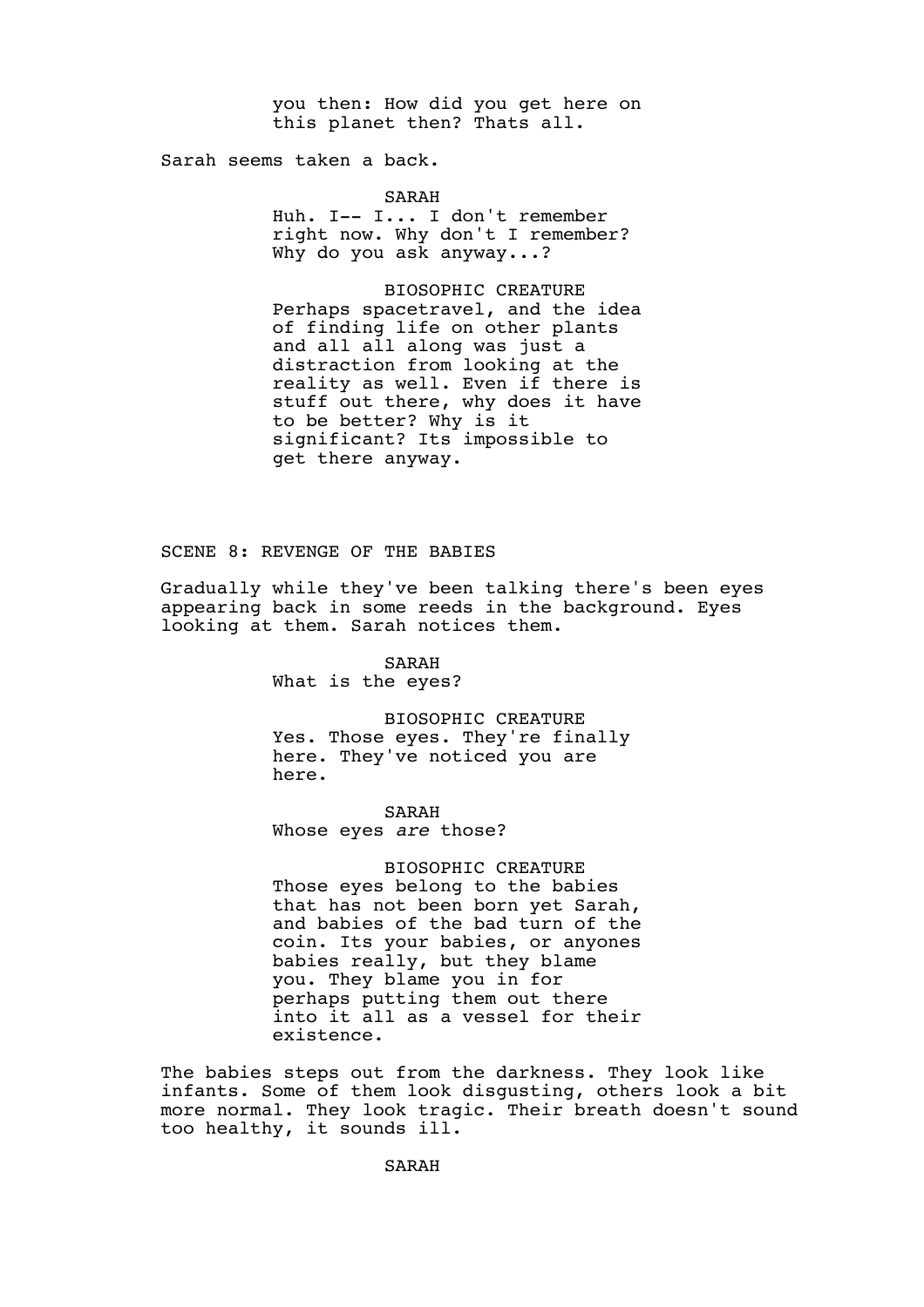you then: How did you get here on this planet then? Thats all.

Sarah seems taken a back.

SARAH
Huh. I-- I... I don't remember right now. Why don't I remember? Why do you ask anyway...?

BIOSOPHIC CREATURE
Perhaps spacetravel, and the idea of finding life on other plants and all all along was just a distraction from looking at the reality as well. Even if there is stuff out there, why does it have to be better? Why is it significant? Its impossible to get there anyway.

SCENE 8: REVENGE OF THE BABIES

Gradually while they've been talking there's been eyes appearing back in some reeds in the background. Eyes looking at them. Sarah notices them.

SARAH
What is the eyes?

BIOSOPHIC CREATURE
Yes. Those eyes. They're finally here. They've noticed you are here.

SARAH
Whose eyes *are* those?

BIOSOPHIC CREATURE
Those eyes belong to the babies that has not been born yet Sarah, and babies of the bad turn of the coin. Its your babies, or anyones babies really, but they blame you. They blame you in for perhaps putting them out there into it all as a vessel for their existence.

The babies steps out from the darkness. They look like infants. Some of them look disgusting, others look a bit more normal. They look tragic. Their breath doesn't sound too healthy, it sounds ill.

SARAH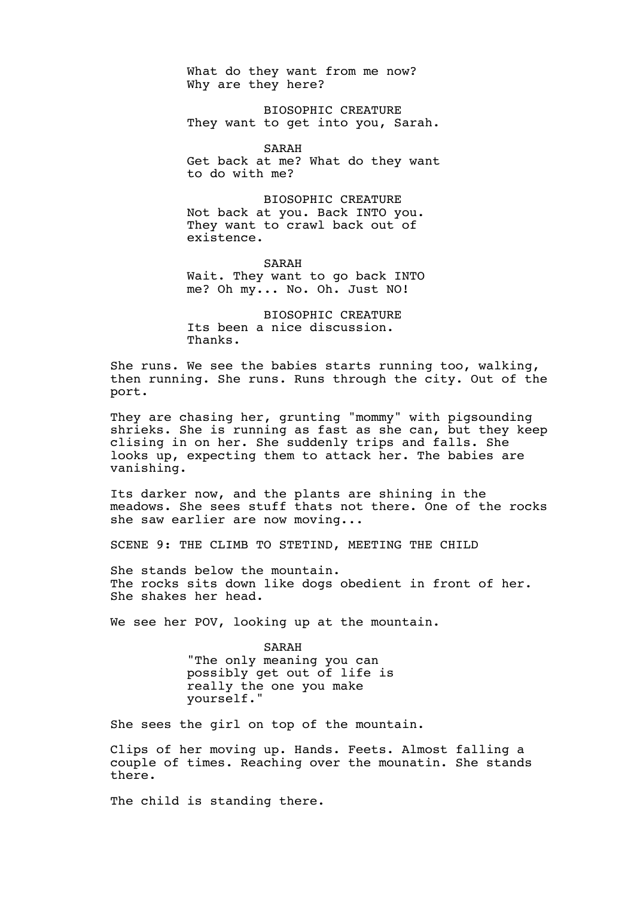What do they want from me now?
Why are they here?

BIOSOPHIC CREATURE
They want to get into you, Sarah.

SARAH
Get back at me? What do they want
to do with me?

BIOSOPHIC CREATURE
Not back at you. Back INTO you.
They want to crawl back out of
existence.

SARAH
Wait. They want to go back INTO
me? Oh my... No. Oh. Just NO!

BIOSOPHIC CREATURE
Its been a nice discussion.
Thanks.

She runs. We see the babies starts running too, walking, then running. She runs. Runs through the city. Out of the port.

They are chasing her, grunting "mommy" with pigsounding shrieks. She is running as fast as she can, but they keep clising in on her. She suddenly trips and falls. She looks up, expecting them to attack her. The babies are vanishing.

Its darker now, and the plants are shining in the meadows. She sees stuff thats not there. One of the rocks she saw earlier are now moving...

SCENE 9: THE CLIMB TO STETIND, MEETING THE CHILD

She stands below the mountain.
The rocks sits down like dogs obedient in front of her.
She shakes her head.

We see her POV, looking up at the mountain.

SARAH
"The only meaning you can
possibly get out of life is
really the one you make
yourself."

She sees the girl on top of the mountain.

Clips of her moving up. Hands. Feets. Almost falling a couple of times. Reaching over the mounatin. She stands there.

The child is standing there.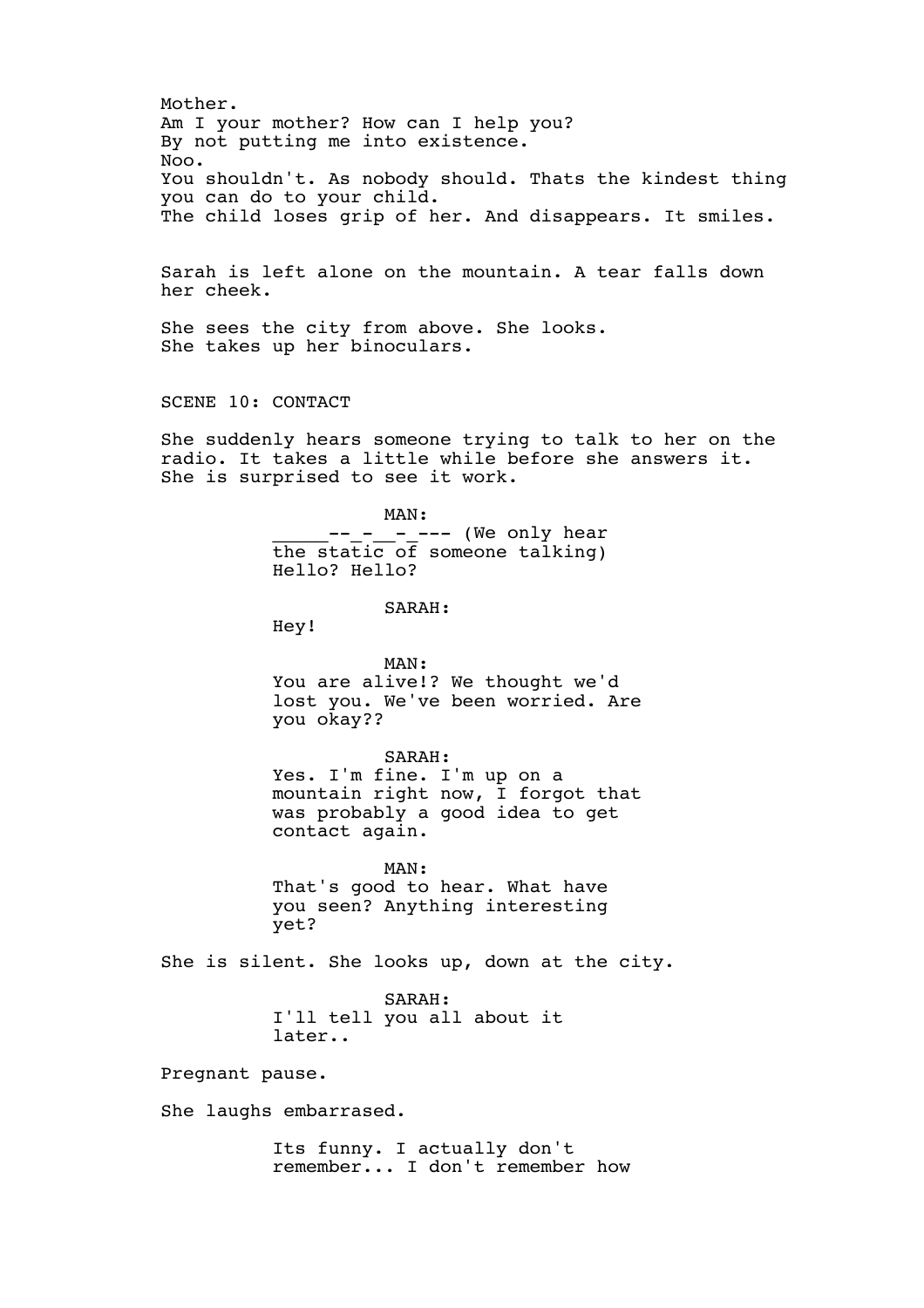Mother.
Am I your mother? How can I help you?
By not putting me into existence.
Noo.
You shouldn't. As nobody should. Thats the kindest thing you can do to your child.
The child loses grip of her. And disappears. It smiles.

Sarah is left alone on the mountain. A tear falls down her cheek.

She sees the city from above. She looks.
She takes up her binoculars.

SCENE 10: CONTACT

She suddenly hears someone trying to talk to her on the radio. It takes a little while before she answers it. She is surprised to see it work.

MAN:
_____--_-__-_--- (We only hear the static of someone talking)
Hello? Hello?

SARAH:
Hey!

MAN:
You are alive!? We thought we'd lost you. We've been worried. Are you okay??

SARAH:
Yes. I'm fine. I'm up on a mountain right now, I forgot that was probably a good idea to get contact again.

MAN:
That's good to hear. What have you seen? Anything interesting yet?

She is silent. She looks up, down at the city.

SARAH:
I'll tell you all about it later..

Pregnant pause.

She laughs embarrased.

Its funny. I actually don't remember... I don't remember how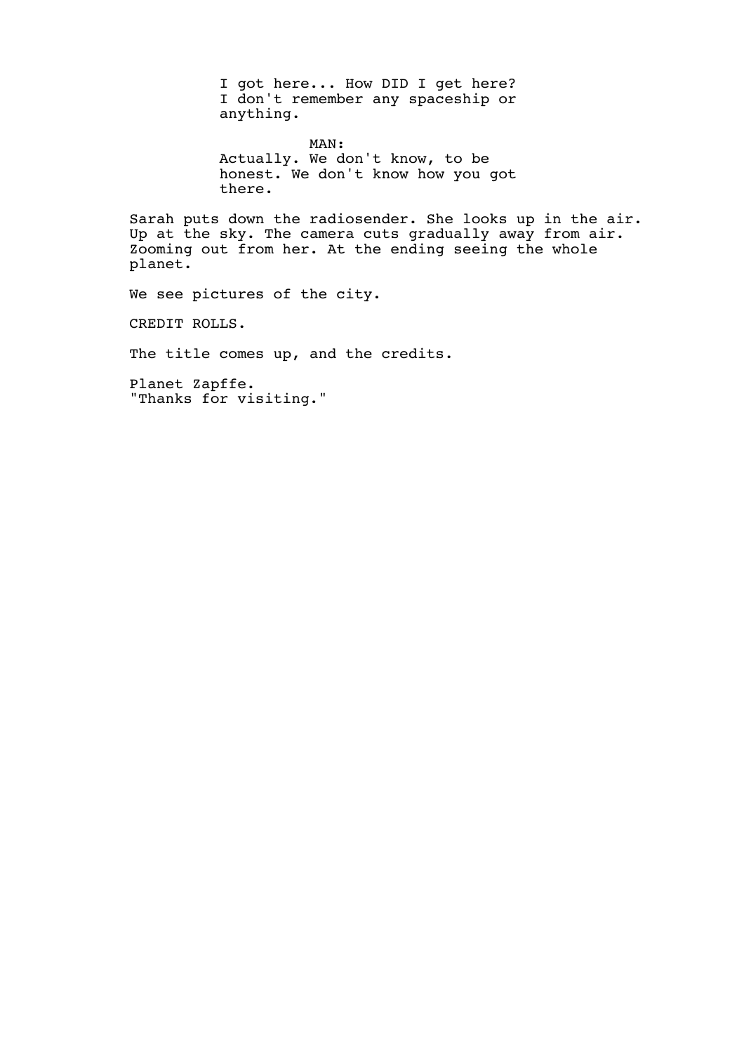I got here... How DID I get here? I don't remember any spaceship or anything.

MAN:
Actually. We don't know, to be honest. We don't know how you got there.

Sarah puts down the radiosender. She looks up in the air. Up at the sky. The camera cuts gradually away from air. Zooming out from her. At the ending seeing the whole planet.

We see pictures of the city.

CREDIT ROLLS.

The title comes up, and the credits.

Planet Zapffe.
"Thanks for visiting."